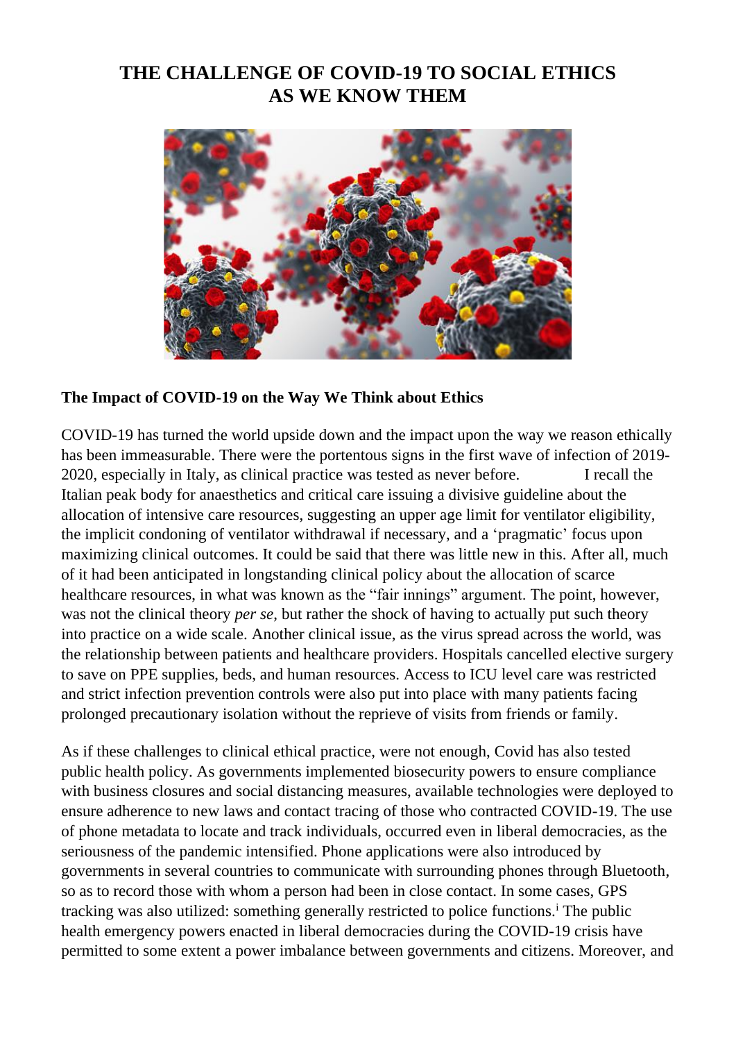# THE CHALLENGE OF COVID-19 TO SOCIAL ETHICS AS WE KNOW THEM

### The Impact of COVID-19 on the Way We Think about Ethics

COVID-19 has turned the world upside down and the impact upon the way we reason ethically has been immeasurable. There were the portentous signs in the first wave of infection of 2019-2020, especially in Italy, as clinical practice was tested as never before. I recall the Italian peak body for anaesthetics and critical care issuing a divisive guideline about the allocation of intensive care resources, suggesting an upper age limit for ventilator eligibility, the implicit condoning of ventilator withdrawal if necessary, and a 'pragmatic' focus upon maximizing clinical outcomes. It could be said that there was little new in this. After all, much of it had been anticipated in longstanding clinical policy about the allocation of scarce healthcare resources, in what was known as the "fair innings" argument. The point, however, was not the clinical theory *per se*, but rather the shock of having to actually put such theory into practice on a wide scale. Another clinical issue, as the virus spread across the world, was the relationship between patients and healthcare providers. Hospitals cancelled elective surgery to save on PPE supplies, beds, and human resources. Access to ICU level care was restricted and strict infection prevention controls were also put into place with many patients facing prolonged precautionary isolation without the reprieve of visits from friends or family.

As if these challenges to clinical ethical practice, were not enough, Covid has also tested public health policy. As governments implemented biosecurity powers to ensure compliance with business closures and social distancing measures, available technologies were deployed to ensure adherence to new laws and contact tracing of those who contracted COVID-19. The use of phone metadata to locate and track individuals, occurred even in liberal democracies, as the seriousness of the pandemic intensified. Phone applications were also introduced by governments in several countries to communicate with surrounding phones through Bluetooth, so as to record those with whom a person had been in close contact. In some cases, GPS tracking was also utilized: something generally restricted to police functions.[i] The public health emergency powers enacted in liberal democracies during the COVID-19 crisis have permitted to some extent a power imbalance between governments and citizens. Moreover, and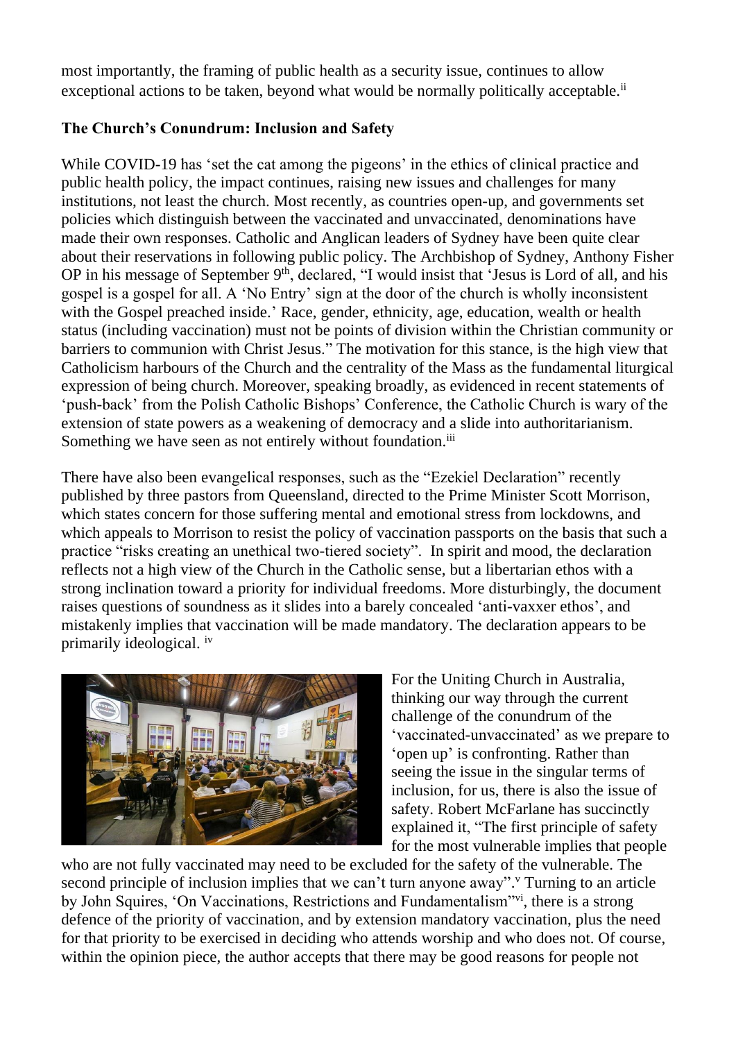most importantly, the framing of public health as a security issue, continues to allow exceptional actions to be taken, beyond what would be normally politically acceptable.[ii]

**The Church's Conundrum: Inclusion and Safety**

While COVID-19 has 'set the cat among the pigeons' in the ethics of clinical practice and public health policy, the impact continues, raising new issues and challenges for many institutions, not least the church. Most recently, as countries open-up, and governments set policies which distinguish between the vaccinated and unvaccinated, denominations have made their own responses. Catholic and Anglican leaders of Sydney have been quite clear about their reservations in following public policy. The Archbishop of Sydney, Anthony Fisher OP in his message of September 9th, declared, "I would insist that 'Jesus is Lord of all, and his gospel is a gospel for all. A 'No Entry' sign at the door of the church is wholly inconsistent with the Gospel preached inside.' Race, gender, ethnicity, age, education, wealth or health status (including vaccination) must not be points of division within the Christian community or barriers to communion with Christ Jesus." The motivation for this stance, is the high view that Catholicism harbours of the Church and the centrality of the Mass as the fundamental liturgical expression of being church. Moreover, speaking broadly, as evidenced in recent statements of 'push-back' from the Polish Catholic Bishops' Conference, the Catholic Church is wary of the extension of state powers as a weakening of democracy and a slide into authoritarianism. Something we have seen as not entirely without foundation.[iii]

There have also been evangelical responses, such as the "Ezekiel Declaration" recently published by three pastors from Queensland, directed to the Prime Minister Scott Morrison, which states concern for those suffering mental and emotional stress from lockdowns, and which appeals to Morrison to resist the policy of vaccination passports on the basis that such a practice "risks creating an unethical two-tiered society". In spirit and mood, the declaration reflects not a high view of the Church in the Catholic sense, but a libertarian ethos with a strong inclination toward a priority for individual freedoms. More disturbingly, the document raises questions of soundness as it slides into a barely concealed 'anti-vaxxer ethos', and mistakenly implies that vaccination will be made mandatory. The declaration appears to be primarily ideological. [iv]

For the Uniting Church in Australia, thinking our way through the current challenge of the conundrum of the 'vaccinated-unvaccinated' as we prepare to 'open up' is confronting. Rather than seeing the issue in the singular terms of inclusion, for us, there is also the issue of safety. Robert McFarlane has succinctly explained it, "The first principle of safety for the most vulnerable implies that people who are not fully vaccinated may need to be excluded for the safety of the vulnerable. The second principle of inclusion implies that we can't turn anyone away".[v] Turning to an article by John Squires, 'On Vaccinations, Restrictions and Fundamentalism"[vi], there is a strong defence of the priority of vaccination, and by extension mandatory vaccination, plus the need for that priority to be exercised in deciding who attends worship and who does not. Of course, within the opinion piece, the author accepts that there may be good reasons for people not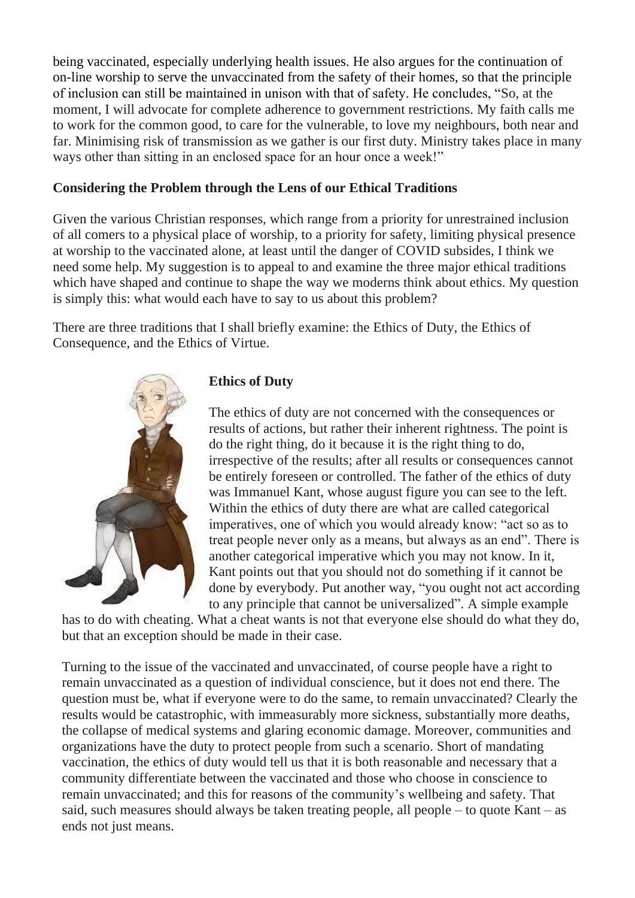being vaccinated, especially underlying health issues. He also argues for the continuation of on-line worship to serve the unvaccinated from the safety of their homes, so that the principle of inclusion can still be maintained in unison with that of safety. He concludes, "So, at the moment, I will advocate for complete adherence to government restrictions. My faith calls me to work for the common good, to care for the vulnerable, to love my neighbours, both near and far. Minimising risk of transmission as we gather is our first duty. Ministry takes place in many ways other than sitting in an enclosed space for an hour once a week!"

**Considering the Problem through the Lens of our Ethical Traditions**

Given the various Christian responses, which range from a priority for unrestrained inclusion of all comers to a physical place of worship, to a priority for safety, limiting physical presence at worship to the vaccinated alone, at least until the danger of COVID subsides, I think we need some help. My suggestion is to appeal to and examine the three major ethical traditions which have shaped and continue to shape the way we moderns think about ethics. My question is simply this: what would each have to say to us about this problem?

There are three traditions that I shall briefly examine: the Ethics of Duty, the Ethics of Consequence, and the Ethics of Virtue.

**Ethics of Duty**

The ethics of duty are not concerned with the consequences or results of actions, but rather their inherent rightness. The point is do the right thing, do it because it is the right thing to do, irrespective of the results; after all results or consequences cannot be entirely foreseen or controlled. The father of the ethics of duty was Immanuel Kant, whose august figure you can see to the left. Within the ethics of duty there are what are called categorical imperatives, one of which you would already know: "act so as to treat people never only as a means, but always as an end". There is another categorical imperative which you may not know. In it, Kant points out that you should not do something if it cannot be done by everybody. Put another way, "you ought not act according to any principle that cannot be universalized". A simple example has to do with cheating. What a cheat wants is not that everyone else should do what they do, but that an exception should be made in their case.

Turning to the issue of the vaccinated and unvaccinated, of course people have a right to remain unvaccinated as a question of individual conscience, but it does not end there. The question must be, what if everyone were to do the same, to remain unvaccinated? Clearly the results would be catastrophic, with immeasurably more sickness, substantially more deaths, the collapse of medical systems and glaring economic damage. Moreover, communities and organizations have the duty to protect people from such a scenario. Short of mandating vaccination, the ethics of duty would tell us that it is both reasonable and necessary that a community differentiate between the vaccinated and those who choose in conscience to remain unvaccinated; and this for reasons of the community's wellbeing and safety. That said, such measures should always be taken treating people, all people – to quote Kant – as ends not just means.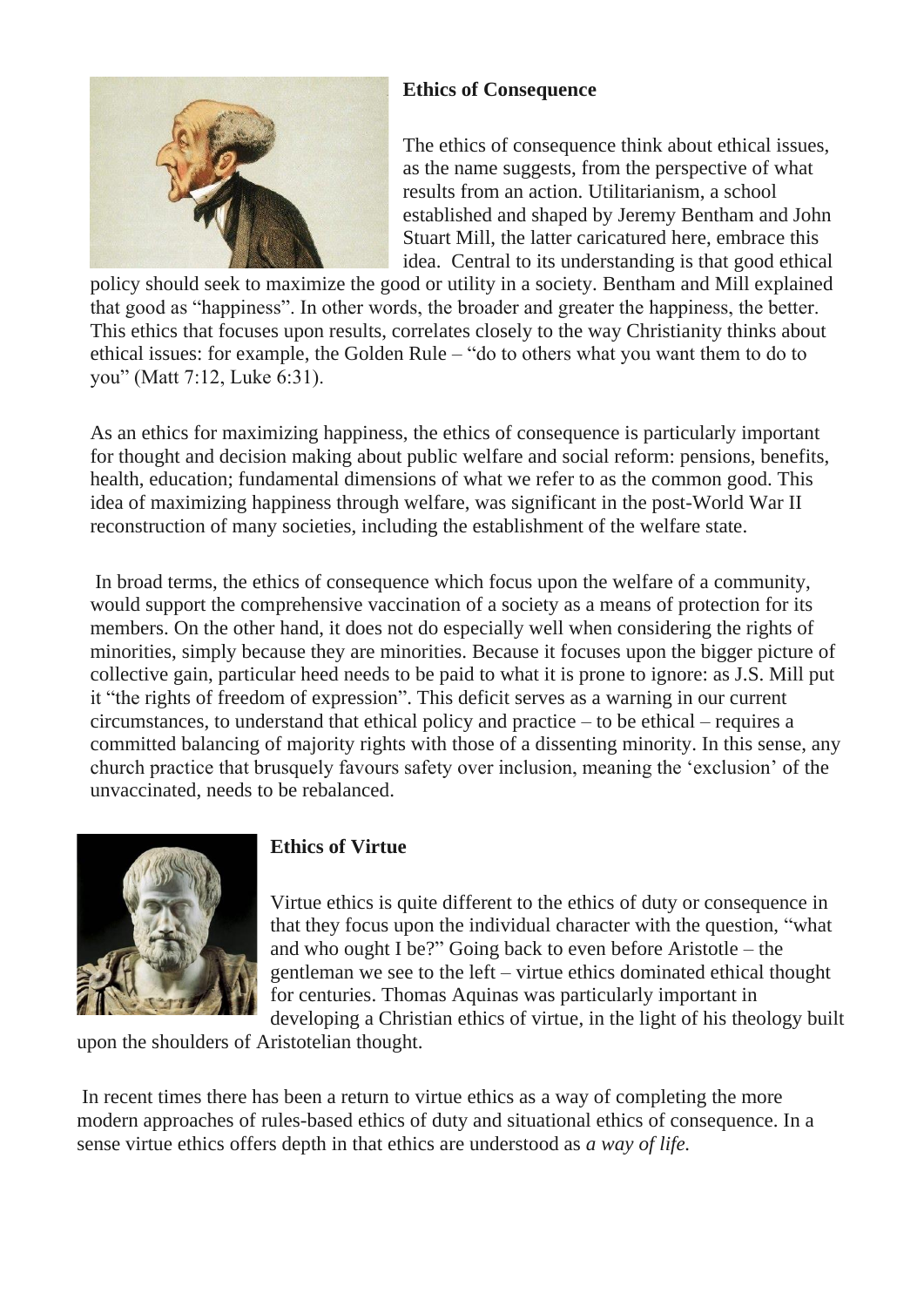## Ethics of Consequence

The ethics of consequence think about ethical issues, as the name suggests, from the perspective of what results from an action. Utilitarianism, a school established and shaped by Jeremy Bentham and John Stuart Mill, the latter caricatured here, embrace this idea. Central to its understanding is that good ethical policy should seek to maximize the good or utility in a society. Bentham and Mill explained that good as "happiness". In other words, the broader and greater the happiness, the better. This ethics that focuses upon results, correlates closely to the way Christianity thinks about ethical issues: for example, the Golden Rule – "do to others what you want them to do to you" (Matt 7:12, Luke 6:31).

As an ethics for maximizing happiness, the ethics of consequence is particularly important for thought and decision making about public welfare and social reform: pensions, benefits, health, education; fundamental dimensions of what we refer to as the common good. This idea of maximizing happiness through welfare, was significant in the post-World War II reconstruction of many societies, including the establishment of the welfare state.

In broad terms, the ethics of consequence which focus upon the welfare of a community, would support the comprehensive vaccination of a society as a means of protection for its members. On the other hand, it does not do especially well when considering the rights of minorities, simply because they are minorities. Because it focuses upon the bigger picture of collective gain, particular heed needs to be paid to what it is prone to ignore: as J.S. Mill put it "the rights of freedom of expression". This deficit serves as a warning in our current circumstances, to understand that ethical policy and practice – to be ethical – requires a committed balancing of majority rights with those of a dissenting minority. In this sense, any church practice that brusquely favours safety over inclusion, meaning the 'exclusion' of the unvaccinated, needs to be rebalanced.

## Ethics of Virtue

Virtue ethics is quite different to the ethics of duty or consequence in that they focus upon the individual character with the question, "what and who ought I be?" Going back to even before Aristotle – the gentleman we see to the left – virtue ethics dominated ethical thought for centuries. Thomas Aquinas was particularly important in developing a Christian ethics of virtue, in the light of his theology built upon the shoulders of Aristotelian thought.

In recent times there has been a return to virtue ethics as a way of completing the more modern approaches of rules-based ethics of duty and situational ethics of consequence. In a sense virtue ethics offers depth in that ethics are understood as *a way of life.*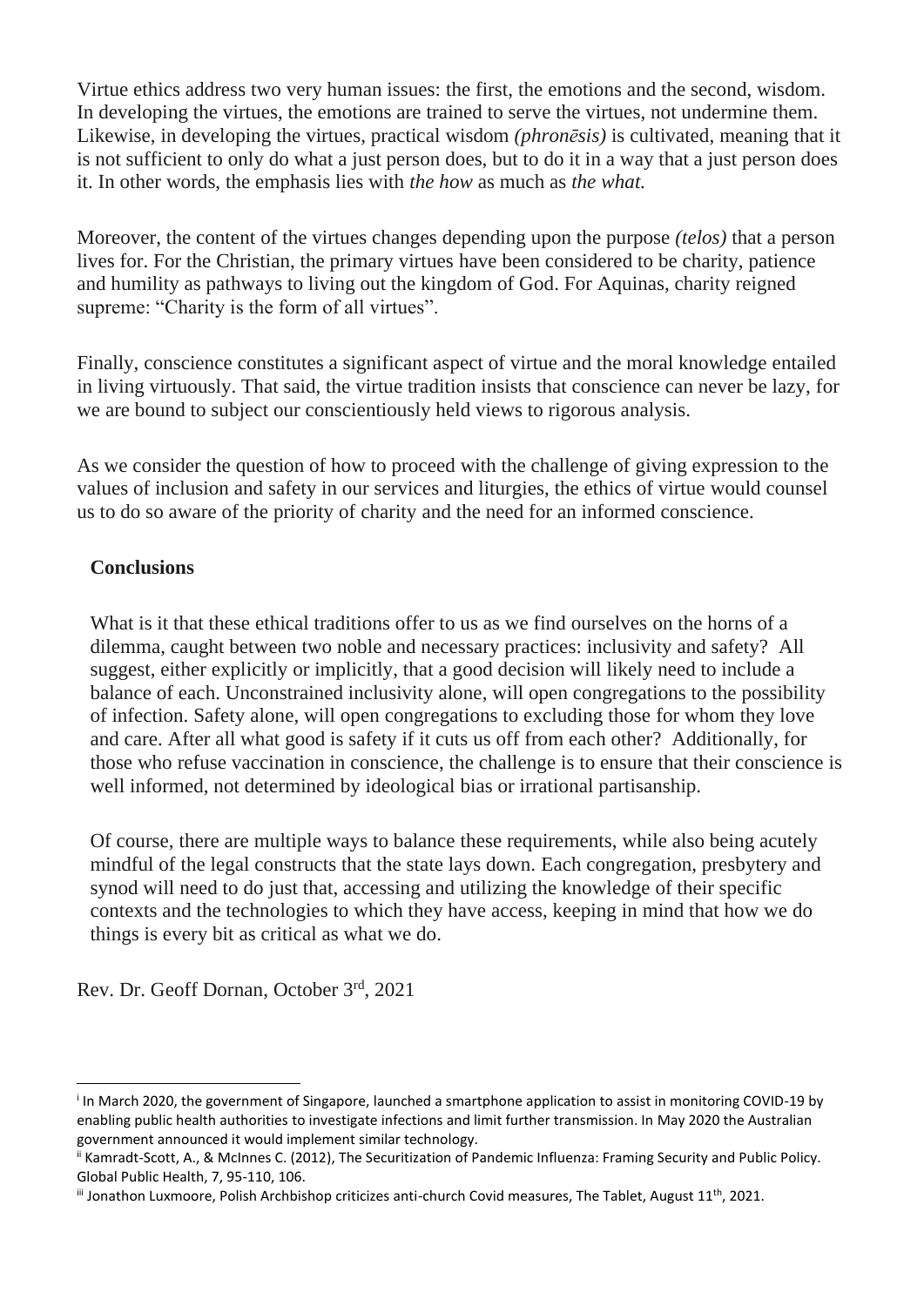Virtue ethics address two very human issues: the first, the emotions and the second, wisdom. In developing the virtues, the emotions are trained to serve the virtues, not undermine them. Likewise, in developing the virtues, practical wisdom *(phronēsis)* is cultivated, meaning that it is not sufficient to only do what a just person does, but to do it in a way that a just person does it. In other words, the emphasis lies with *the how* as much as *the what.*

Moreover, the content of the virtues changes depending upon the purpose *(telos)* that a person lives for. For the Christian, the primary virtues have been considered to be charity, patience and humility as pathways to living out the kingdom of God. For Aquinas, charity reigned supreme: "Charity is the form of all virtues".

Finally, conscience constitutes a significant aspect of virtue and the moral knowledge entailed in living virtuously. That said, the virtue tradition insists that conscience can never be lazy, for we are bound to subject our conscientiously held views to rigorous analysis.

As we consider the question of how to proceed with the challenge of giving expression to the values of inclusion and safety in our services and liturgies, the ethics of virtue would counsel us to do so aware of the priority of charity and the need for an informed conscience.

## Conclusions

What is it that these ethical traditions offer to us as we find ourselves on the horns of a dilemma, caught between two noble and necessary practices: inclusivity and safety? All suggest, either explicitly or implicitly, that a good decision will likely need to include a balance of each. Unconstrained inclusivity alone, will open congregations to the possibility of infection. Safety alone, will open congregations to excluding those for whom they love and care. After all what good is safety if it cuts us off from each other? Additionally, for those who refuse vaccination in conscience, the challenge is to ensure that their conscience is well informed, not determined by ideological bias or irrational partisanship.

Of course, there are multiple ways to balance these requirements, while also being acutely mindful of the legal constructs that the state lays down. Each congregation, presbytery and synod will need to do just that, accessing and utilizing the knowledge of their specific contexts and the technologies to which they have access, keeping in mind that how we do things is every bit as critical as what we do.

Rev. Dr. Geoff Dornan, October 3rd, 2021

---

[i] In March 2020, the government of Singapore, launched a smartphone application to assist in monitoring COVID-19 by enabling public health authorities to investigate infections and limit further transmission. In May 2020 the Australian government announced it would implement similar technology.

[ii] Kamradt-Scott, A., & McInnes C. (2012), The Securitization of Pandemic Influenza: Framing Security and Public Policy. Global Public Health, 7, 95-110, 106.

[iii] Jonathon Luxmoore, Polish Archbishop criticizes anti-church Covid measures, The Tablet, August 11th, 2021.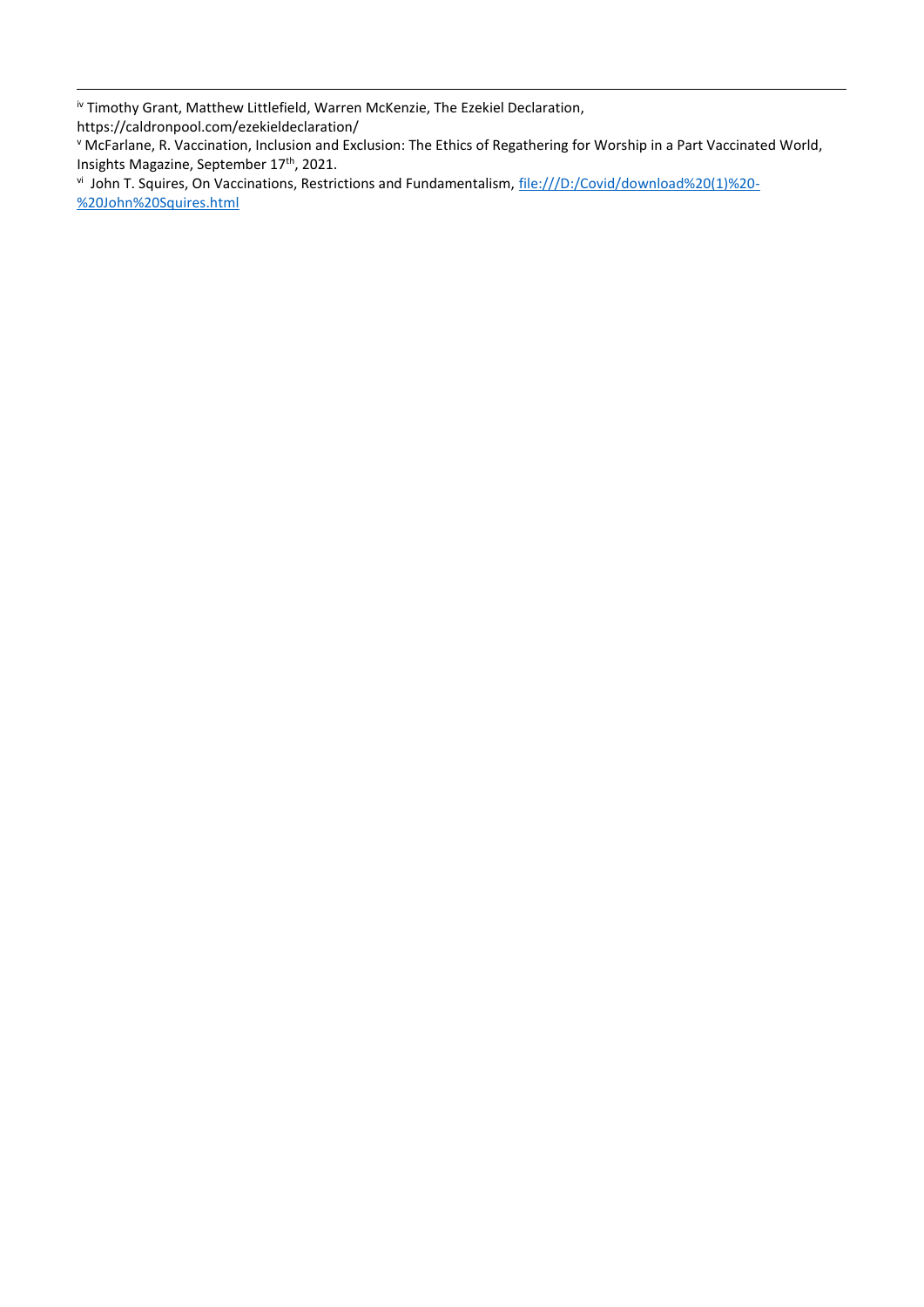[iv] Timothy Grant, Matthew Littlefield, Warren McKenzie, The Ezekiel Declaration, https://caldronpool.com/ezekieldeclaration/

[v] McFarlane, R. Vaccination, Inclusion and Exclusion: The Ethics of Regathering for Worship in a Part Vaccinated World, Insights Magazine, September 17th, 2021.

[vi] John T. Squires, On Vaccinations, Restrictions and Fundamentalism, file:///D:/Covid/download%20(1)%20-%20John%20Squires.html